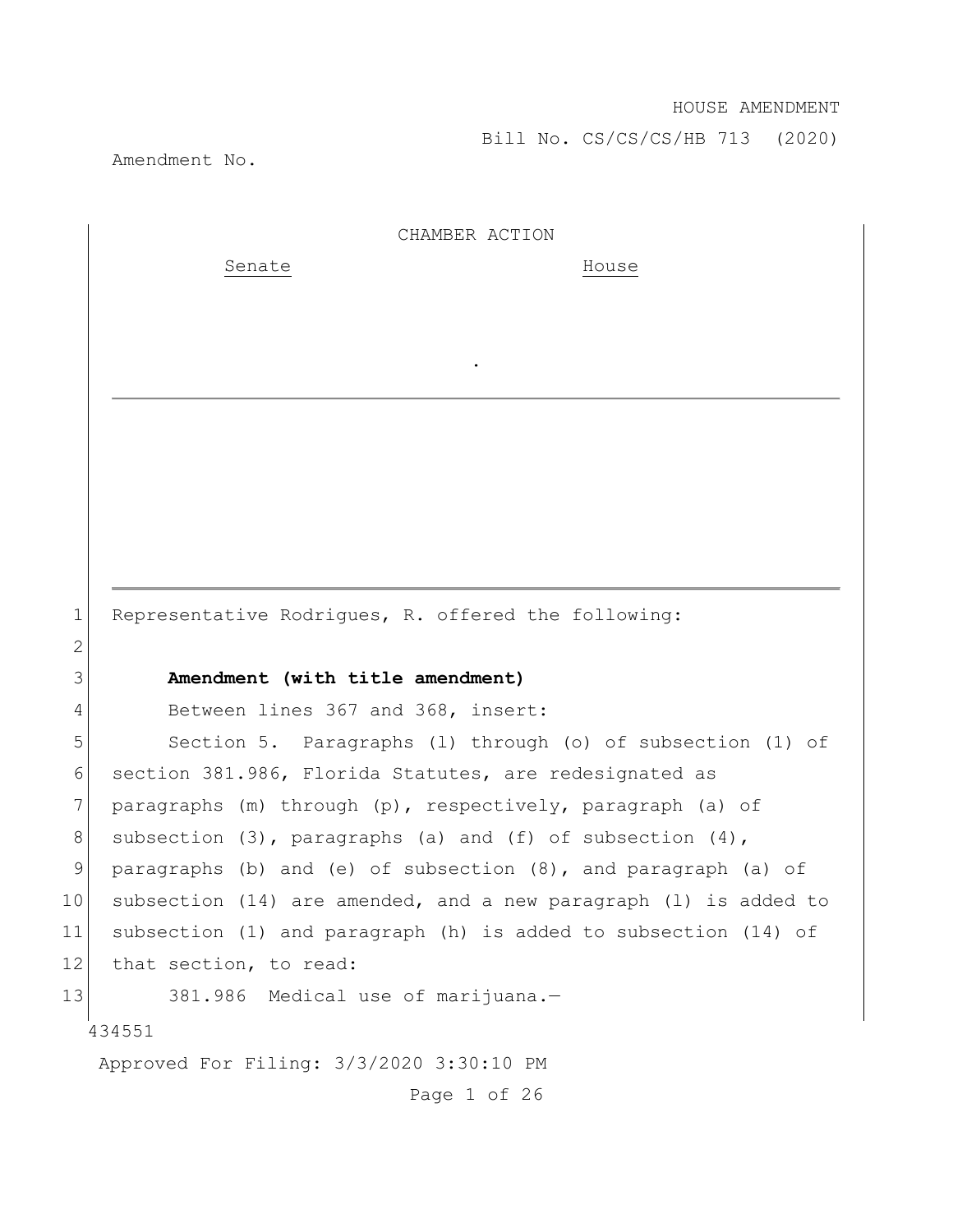HOUSE AMENDMENT

Bill No. CS/CS/CS/HB 713 (2020)

Amendment No.

CHAMBER ACTION

Senate House

.

---

Representative Rodrigues, R. offered the following:

**Amendment (with title amendment)**

Between lines 367 and 368, insert:

Section 5. Paragraphs (l) through (o) of subsection (1) of section 381.986, Florida Statutes, are redesignated as paragraphs (m) through (p), respectively, paragraph (a) of subsection (3), paragraphs (a) and (f) of subsection (4), paragraphs (b) and (e) of subsection (8), and paragraph (a) of subsection (14) are amended, and a new paragraph (l) is added to subsection (1) and paragraph (h) is added to subsection (14) of that section, to read:

381.986 Medical use of marijuana.—

434551

Approved For Filing: 3/3/2020 3:30:10 PM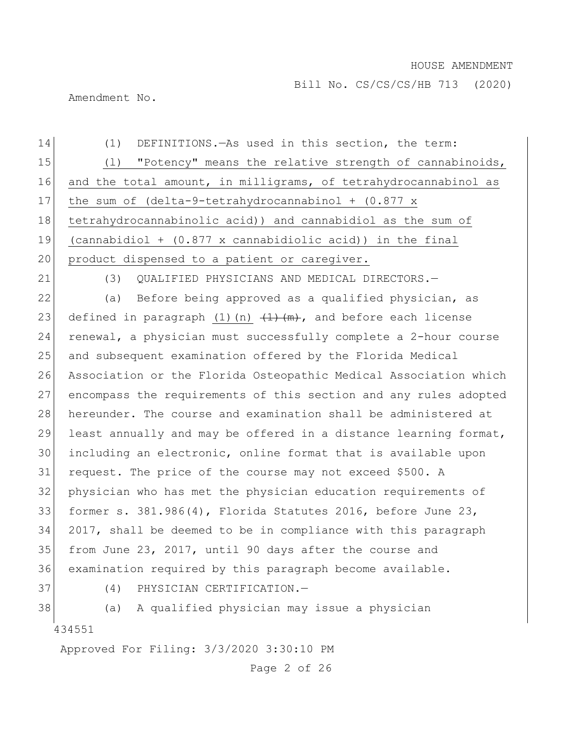(1) DEFINITIONS.—As used in this section, the term:

<u>(l) "Potency" means the relative strength of cannabinoids, and the total amount, in milligrams, of tetrahydrocannabinol as the sum of (delta-9-tetrahydrocannabinol + (0.877 x tetrahydrocannabinolic acid)) and cannabidiol as the sum of (cannabidiol + (0.877 x cannabidiolic acid)) in the final product dispensed to a patient or caregiver.</u>

(3) QUALIFIED PHYSICIANS AND MEDICAL DIRECTORS.—

(a) Before being approved as a qualified physician, as defined in paragraph <u>(1)(n)</u> ~~(1)(m)~~, and before each license renewal, a physician must successfully complete a 2-hour course and subsequent examination offered by the Florida Medical Association or the Florida Osteopathic Medical Association which encompass the requirements of this section and any rules adopted hereunder. The course and examination shall be administered at least annually and may be offered in a distance learning format, including an electronic, online format that is available upon request. The price of the course may not exceed $500. A physician who has met the physician education requirements of former s. 381.986(4), Florida Statutes 2016, before June 23, 2017, shall be deemed to be in compliance with this paragraph from June 23, 2017, until 90 days after the course and examination required by this paragraph become available.

(4) PHYSICIAN CERTIFICATION.—

(a) A qualified physician may issue a physician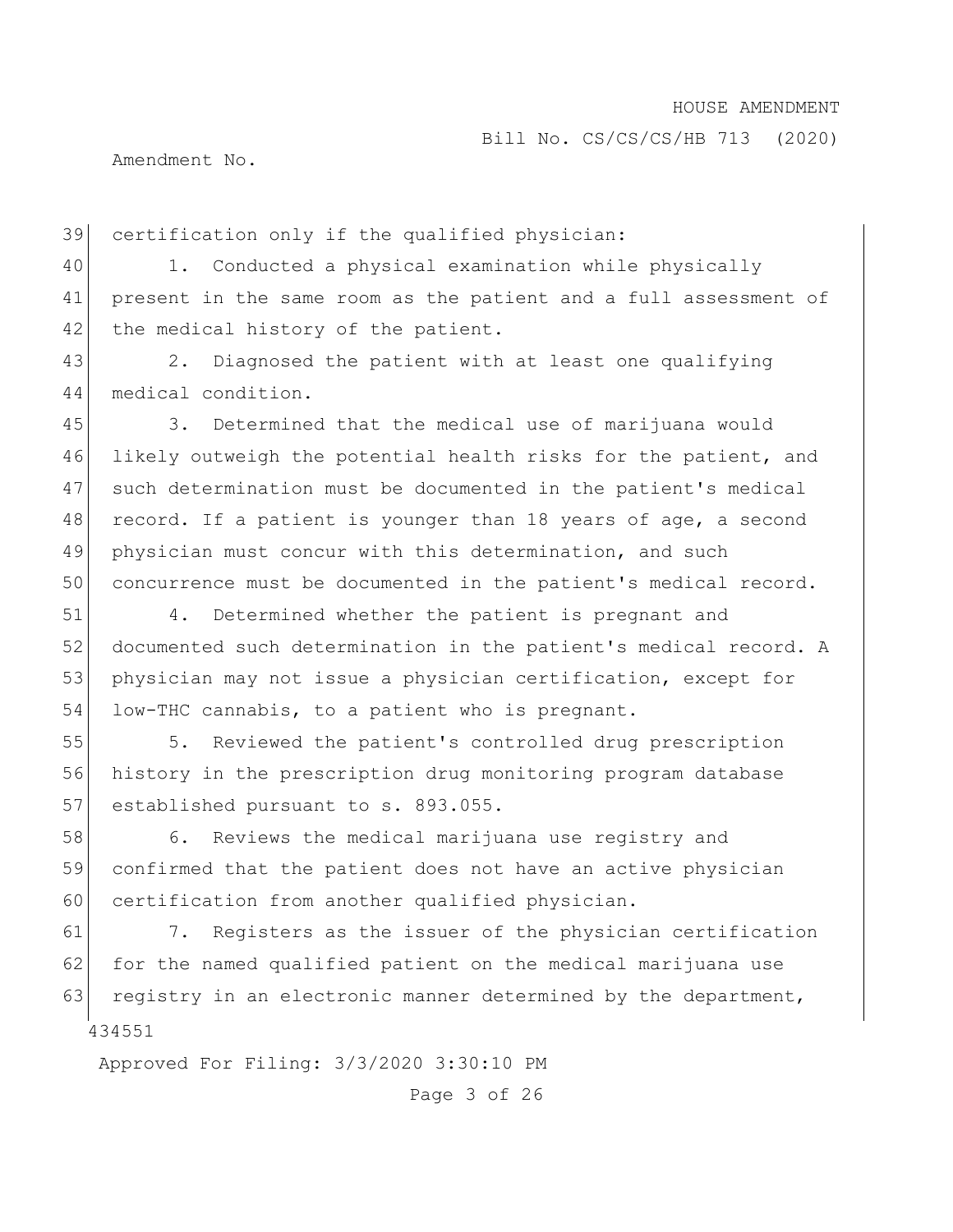certification only if the qualified physician:

1. Conducted a physical examination while physically present in the same room as the patient and a full assessment of the medical history of the patient.

2. Diagnosed the patient with at least one qualifying medical condition.

3. Determined that the medical use of marijuana would likely outweigh the potential health risks for the patient, and such determination must be documented in the patient's medical record. If a patient is younger than 18 years of age, a second physician must concur with this determination, and such concurrence must be documented in the patient's medical record.

4. Determined whether the patient is pregnant and documented such determination in the patient's medical record. A physician may not issue a physician certification, except for low-THC cannabis, to a patient who is pregnant.

5. Reviewed the patient's controlled drug prescription history in the prescription drug monitoring program database established pursuant to s. 893.055.

6. Reviews the medical marijuana use registry and confirmed that the patient does not have an active physician certification from another qualified physician.

7. Registers as the issuer of the physician certification for the named qualified patient on the medical marijuana use registry in an electronic manner determined by the department,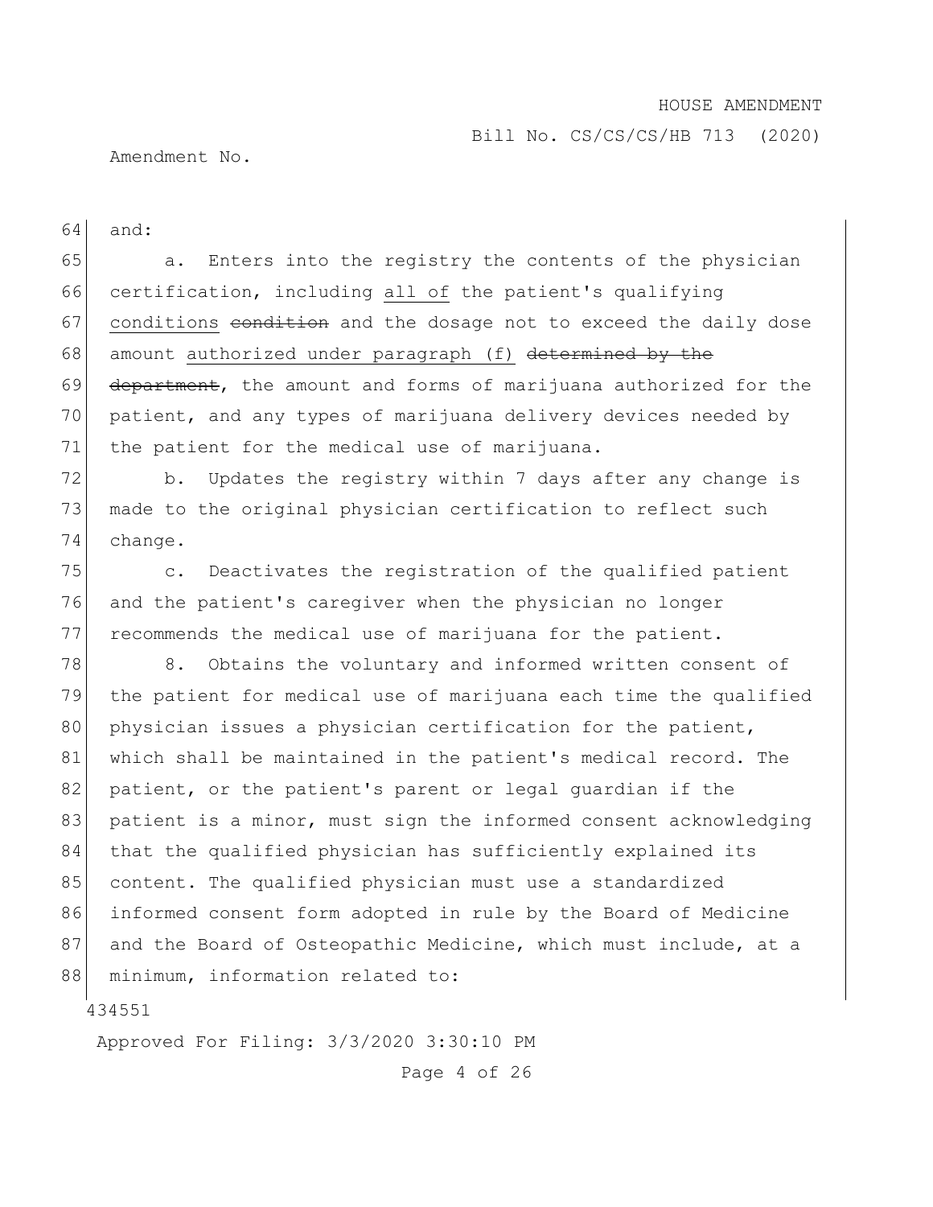and:

a. Enters into the registry the contents of the physician certification, including all of the patient's qualifying conditions ~~condition~~ and the dosage not to exceed the daily dose amount authorized under paragraph (f) ~~determined by the department~~, the amount and forms of marijuana authorized for the patient, and any types of marijuana delivery devices needed by the patient for the medical use of marijuana.

b. Updates the registry within 7 days after any change is made to the original physician certification to reflect such change.

c. Deactivates the registration of the qualified patient and the patient's caregiver when the physician no longer recommends the medical use of marijuana for the patient.

8. Obtains the voluntary and informed written consent of the patient for medical use of marijuana each time the qualified physician issues a physician certification for the patient, which shall be maintained in the patient's medical record. The patient, or the patient's parent or legal guardian if the patient is a minor, must sign the informed consent acknowledging that the qualified physician has sufficiently explained its content. The qualified physician must use a standardized informed consent form adopted in rule by the Board of Medicine and the Board of Osteopathic Medicine, which must include, at a minimum, information related to: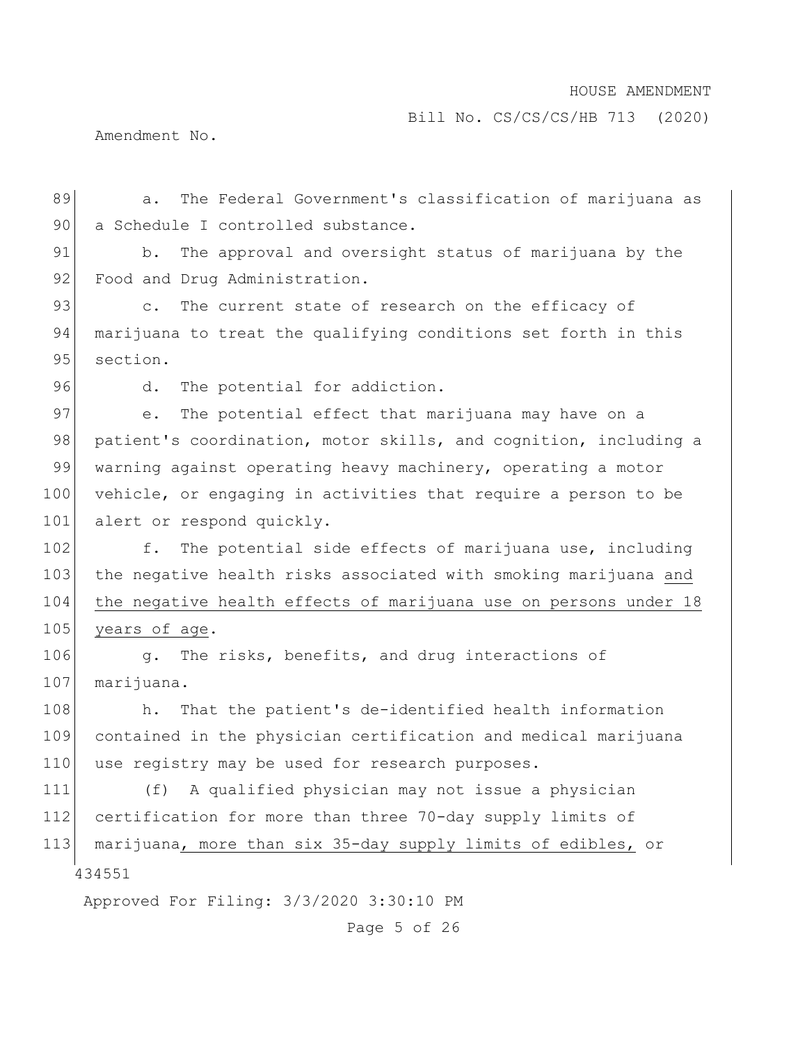a. The Federal Government's classification of marijuana as a Schedule I controlled substance.

b. The approval and oversight status of marijuana by the Food and Drug Administration.

c. The current state of research on the efficacy of marijuana to treat the qualifying conditions set forth in this section.

d. The potential for addiction.

e. The potential effect that marijuana may have on a patient's coordination, motor skills, and cognition, including a warning against operating heavy machinery, operating a motor vehicle, or engaging in activities that require a person to be alert or respond quickly.

f. The potential side effects of marijuana use, including the negative health risks associated with smoking marijuana <u>and the negative health effects of marijuana use on persons under 18 years of age</u>.

g. The risks, benefits, and drug interactions of marijuana.

h. That the patient's de-identified health information contained in the physician certification and medical marijuana use registry may be used for research purposes.

(f) A qualified physician may not issue a physician certification for more than three 70-day supply limits of marijuana<u>, more than six 35-day supply limits of edibles,</u> or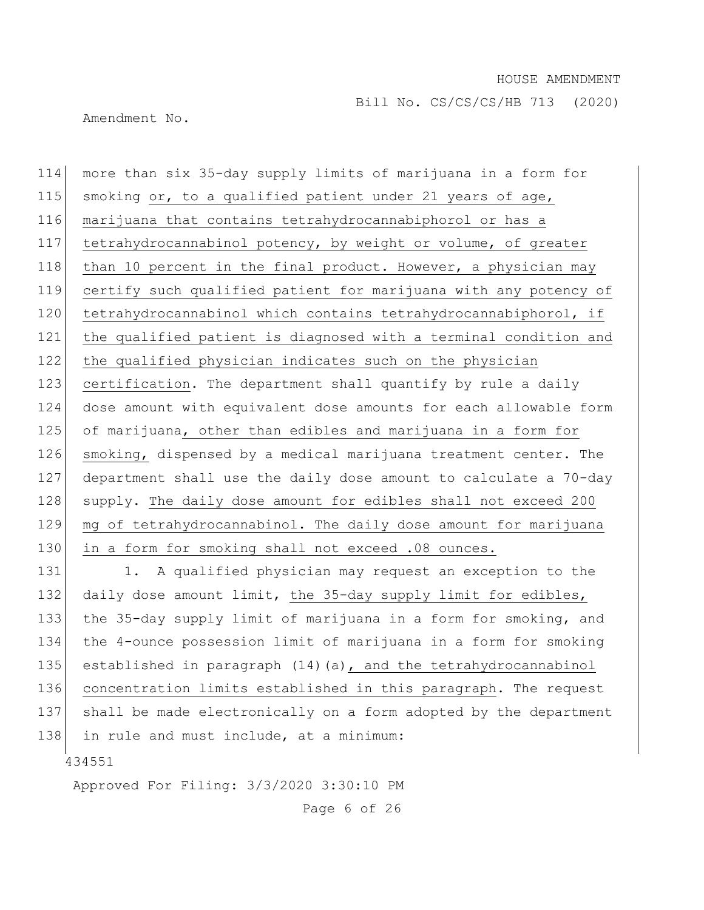more than six 35-day supply limits of marijuana in a form for smoking or, to a qualified patient under 21 years of age, marijuana that contains tetrahydrocannabiphorol or has a tetrahydrocannabinol potency, by weight or volume, of greater than 10 percent in the final product. However, a physician may certify such qualified patient for marijuana with any potency of tetrahydrocannabinol which contains tetrahydrocannabiphorol, if the qualified patient is diagnosed with a terminal condition and the qualified physician indicates such on the physician certification. The department shall quantify by rule a daily dose amount with equivalent dose amounts for each allowable form of marijuana, other than edibles and marijuana in a form for smoking, dispensed by a medical marijuana treatment center. The department shall use the daily dose amount to calculate a 70-day supply. The daily dose amount for edibles shall not exceed 200 mg of tetrahydrocannabinol. The daily dose amount for marijuana in a form for smoking shall not exceed .08 ounces.

1. A qualified physician may request an exception to the daily dose amount limit, the 35-day supply limit for edibles, the 35-day supply limit of marijuana in a form for smoking, and the 4-ounce possession limit of marijuana in a form for smoking established in paragraph (14)(a), and the tetrahydrocannabinol concentration limits established in this paragraph. The request shall be made electronically on a form adopted by the department in rule and must include, at a minimum: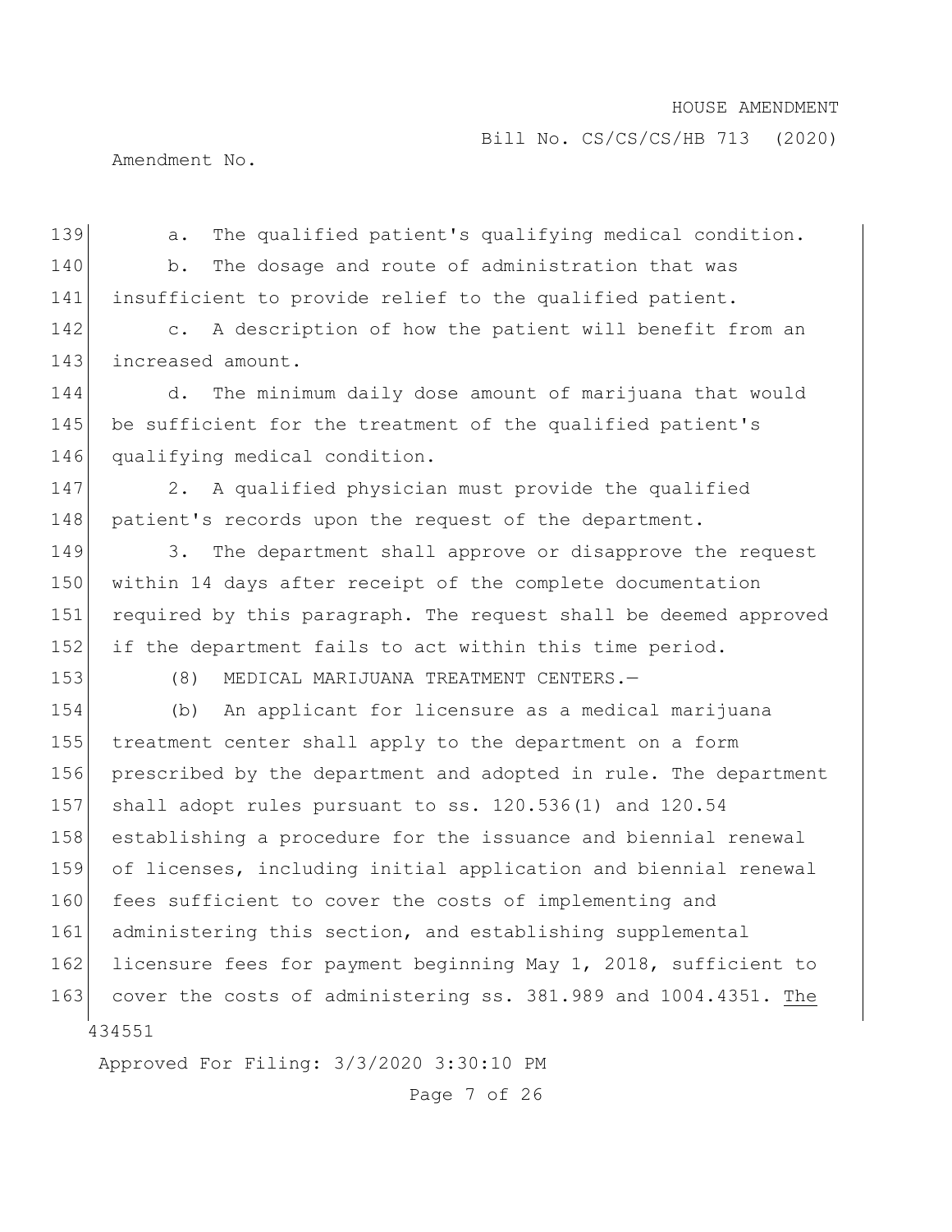a. The qualified patient's qualifying medical condition.

b. The dosage and route of administration that was insufficient to provide relief to the qualified patient.

c. A description of how the patient will benefit from an increased amount.

d. The minimum daily dose amount of marijuana that would be sufficient for the treatment of the qualified patient's qualifying medical condition.

2. A qualified physician must provide the qualified patient's records upon the request of the department.

3. The department shall approve or disapprove the request within 14 days after receipt of the complete documentation required by this paragraph. The request shall be deemed approved if the department fails to act within this time period.

(8) MEDICAL MARIJUANA TREATMENT CENTERS.—

(b) An applicant for licensure as a medical marijuana treatment center shall apply to the department on a form prescribed by the department and adopted in rule. The department shall adopt rules pursuant to ss. 120.536(1) and 120.54 establishing a procedure for the issuance and biennial renewal of licenses, including initial application and biennial renewal fees sufficient to cover the costs of implementing and administering this section, and establishing supplemental licensure fees for payment beginning May 1, 2018, sufficient to cover the costs of administering ss. 381.989 and 1004.4351. The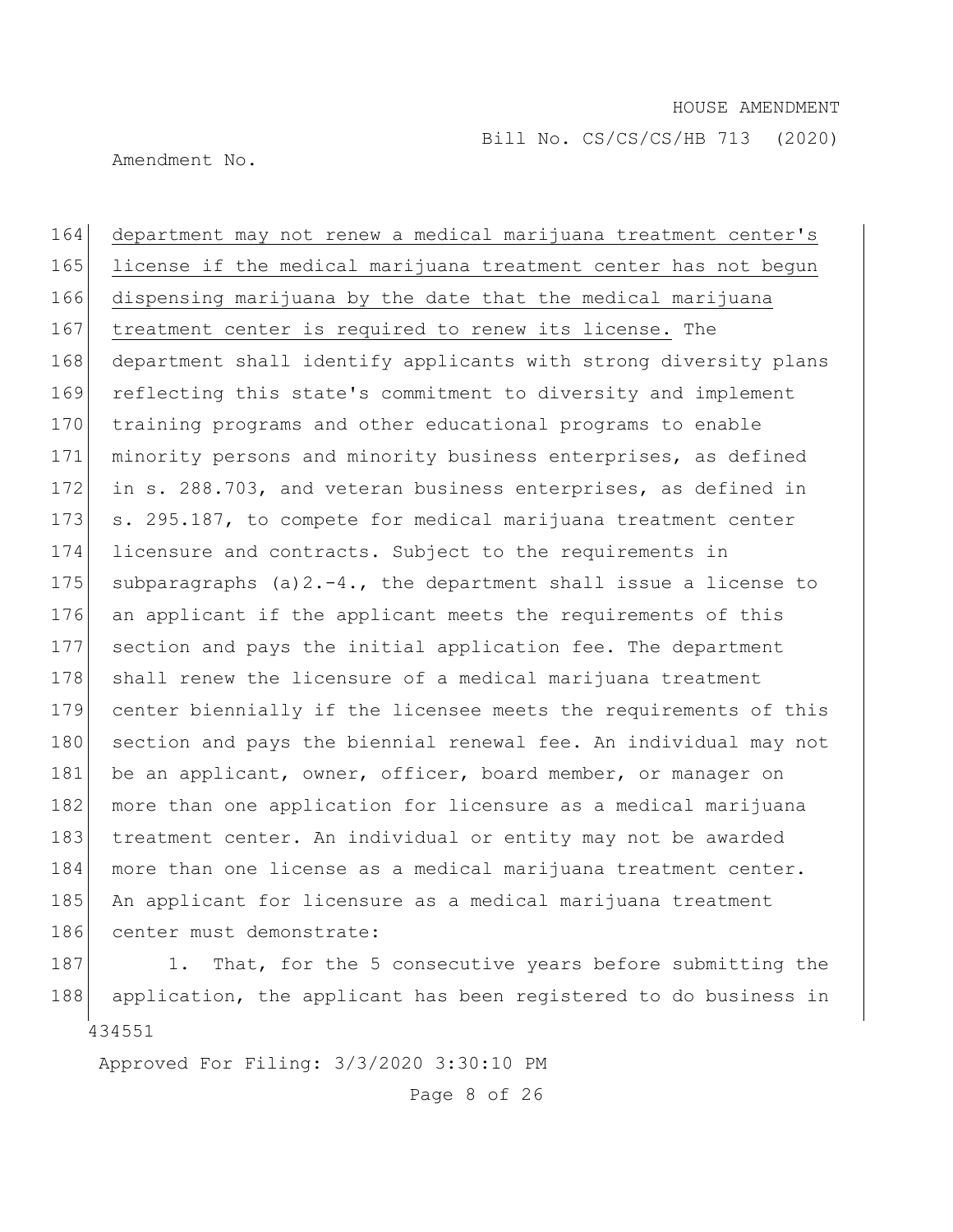department may not renew a medical marijuana treatment center's license if the medical marijuana treatment center has not begun dispensing marijuana by the date that the medical marijuana treatment center is required to renew its license. The department shall identify applicants with strong diversity plans reflecting this state's commitment to diversity and implement training programs and other educational programs to enable minority persons and minority business enterprises, as defined in s. 288.703, and veteran business enterprises, as defined in s. 295.187, to compete for medical marijuana treatment center licensure and contracts. Subject to the requirements in subparagraphs (a)2.-4., the department shall issue a license to an applicant if the applicant meets the requirements of this section and pays the initial application fee. The department shall renew the licensure of a medical marijuana treatment center biennially if the licensee meets the requirements of this section and pays the biennial renewal fee. An individual may not be an applicant, owner, officer, board member, or manager on more than one application for licensure as a medical marijuana treatment center. An individual or entity may not be awarded more than one license as a medical marijuana treatment center. An applicant for licensure as a medical marijuana treatment center must demonstrate:

1. That, for the 5 consecutive years before submitting the application, the applicant has been registered to do business in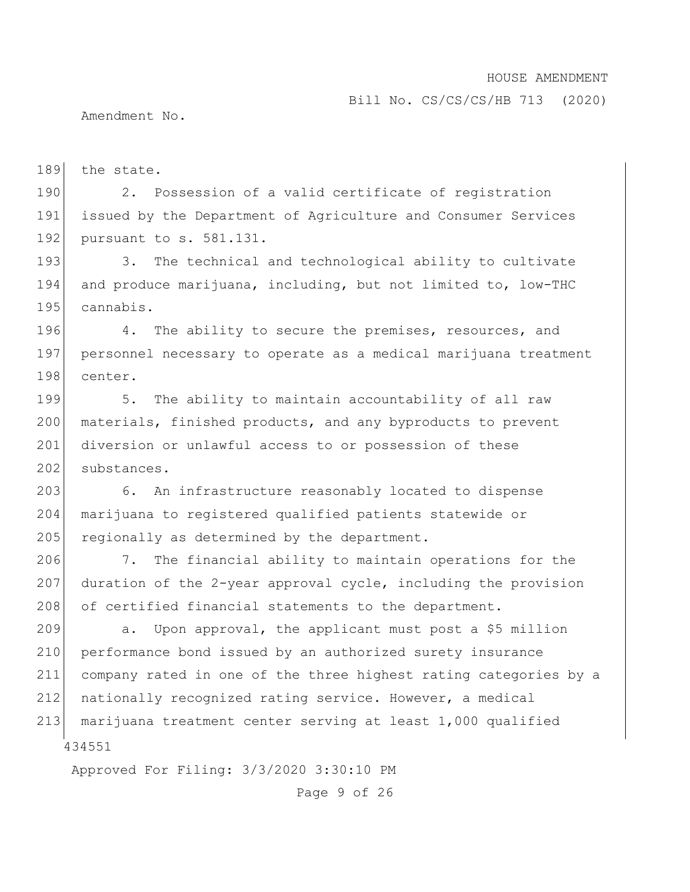the state.

2. Possession of a valid certificate of registration issued by the Department of Agriculture and Consumer Services pursuant to s. 581.131.

3. The technical and technological ability to cultivate and produce marijuana, including, but not limited to, low-THC cannabis.

4. The ability to secure the premises, resources, and personnel necessary to operate as a medical marijuana treatment center.

5. The ability to maintain accountability of all raw materials, finished products, and any byproducts to prevent diversion or unlawful access to or possession of these substances.

6. An infrastructure reasonably located to dispense marijuana to registered qualified patients statewide or regionally as determined by the department.

7. The financial ability to maintain operations for the duration of the 2-year approval cycle, including the provision of certified financial statements to the department.

a. Upon approval, the applicant must post a $5 million performance bond issued by an authorized surety insurance company rated in one of the three highest rating categories by a nationally recognized rating service. However, a medical marijuana treatment center serving at least 1,000 qualified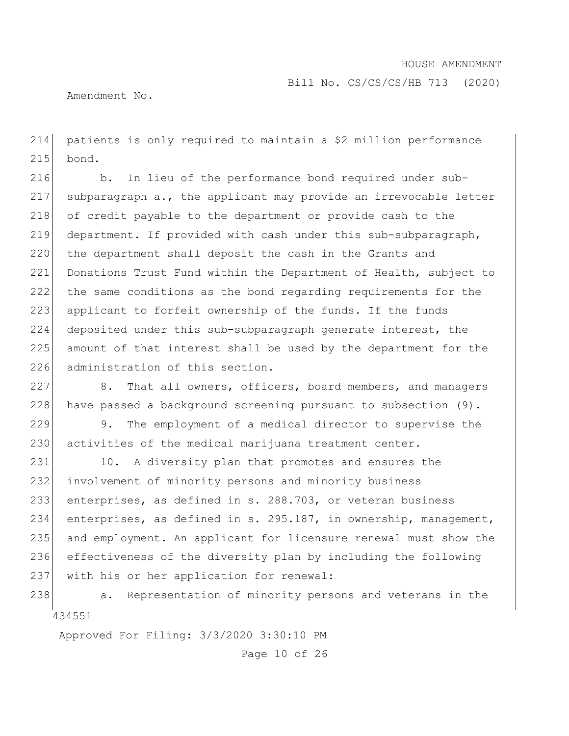patients is only required to maintain a $2 million performance bond.

b. In lieu of the performance bond required under sub-subparagraph a., the applicant may provide an irrevocable letter of credit payable to the department or provide cash to the department. If provided with cash under this sub-subparagraph, the department shall deposit the cash in the Grants and Donations Trust Fund within the Department of Health, subject to the same conditions as the bond regarding requirements for the applicant to forfeit ownership of the funds. If the funds deposited under this sub-subparagraph generate interest, the amount of that interest shall be used by the department for the administration of this section.

8. That all owners, officers, board members, and managers have passed a background screening pursuant to subsection (9).

9. The employment of a medical director to supervise the activities of the medical marijuana treatment center.

10. A diversity plan that promotes and ensures the involvement of minority persons and minority business enterprises, as defined in s. 288.703, or veteran business enterprises, as defined in s. 295.187, in ownership, management, and employment. An applicant for licensure renewal must show the effectiveness of the diversity plan by including the following with his or her application for renewal:

a. Representation of minority persons and veterans in the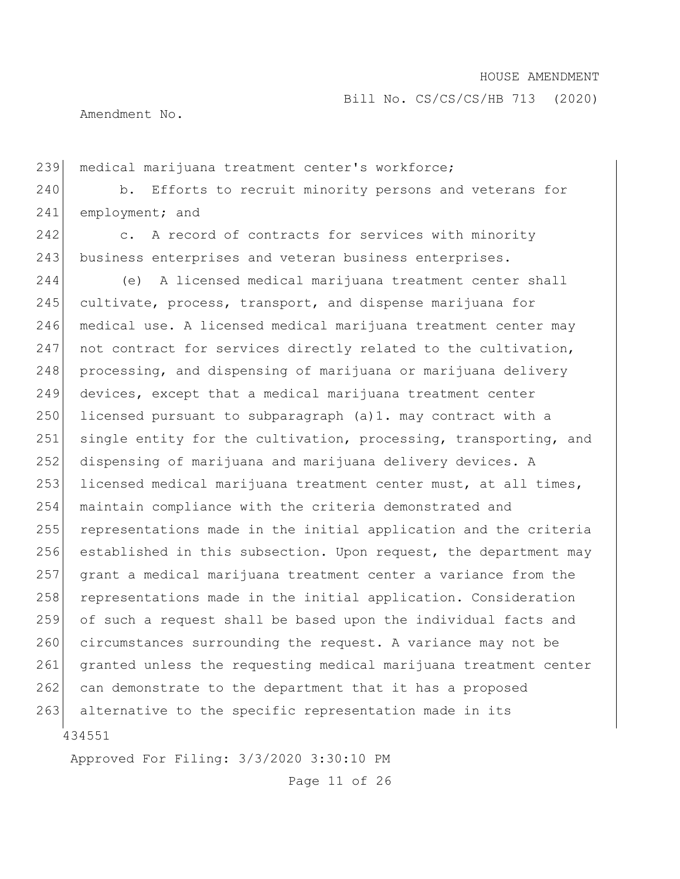medical marijuana treatment center's workforce;

b. Efforts to recruit minority persons and veterans for employment; and

c. A record of contracts for services with minority business enterprises and veteran business enterprises.

(e) A licensed medical marijuana treatment center shall cultivate, process, transport, and dispense marijuana for medical use. A licensed medical marijuana treatment center may not contract for services directly related to the cultivation, processing, and dispensing of marijuana or marijuana delivery devices, except that a medical marijuana treatment center licensed pursuant to subparagraph (a)1. may contract with a single entity for the cultivation, processing, transporting, and dispensing of marijuana and marijuana delivery devices. A licensed medical marijuana treatment center must, at all times, maintain compliance with the criteria demonstrated and representations made in the initial application and the criteria established in this subsection. Upon request, the department may grant a medical marijuana treatment center a variance from the representations made in the initial application. Consideration of such a request shall be based upon the individual facts and circumstances surrounding the request. A variance may not be granted unless the requesting medical marijuana treatment center can demonstrate to the department that it has a proposed alternative to the specific representation made in its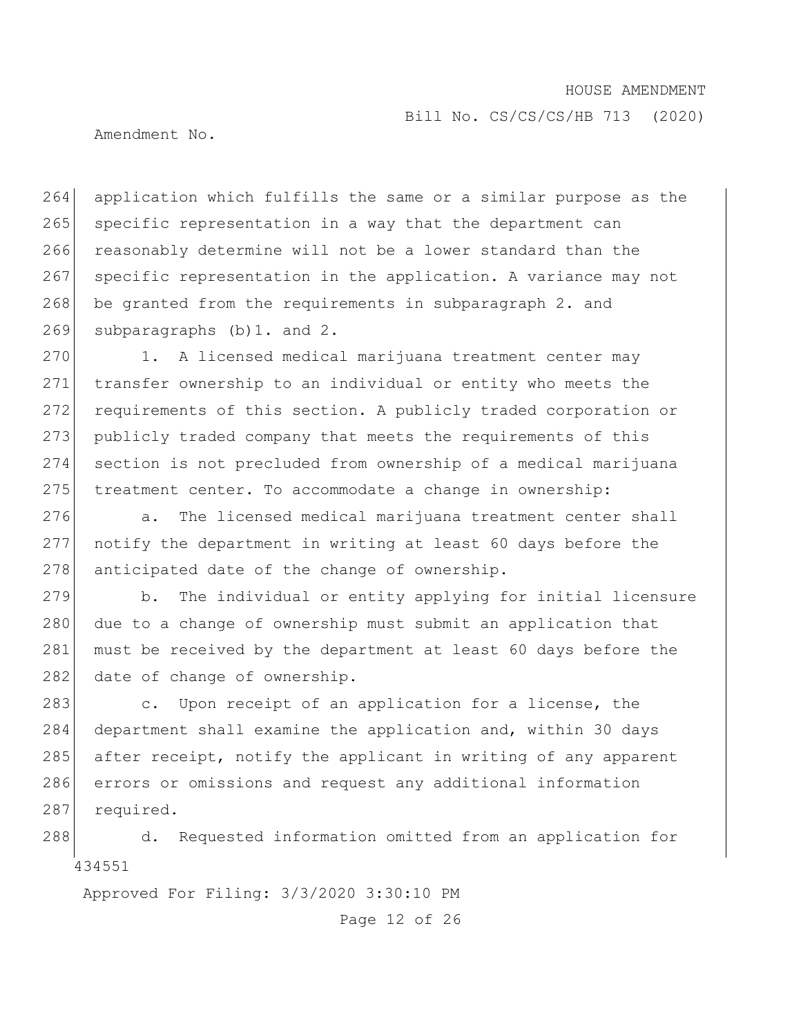application which fulfills the same or a similar purpose as the specific representation in a way that the department can reasonably determine will not be a lower standard than the specific representation in the application. A variance may not be granted from the requirements in subparagraph 2. and subparagraphs (b)1. and 2.

1. A licensed medical marijuana treatment center may transfer ownership to an individual or entity who meets the requirements of this section. A publicly traded corporation or publicly traded company that meets the requirements of this section is not precluded from ownership of a medical marijuana treatment center. To accommodate a change in ownership:

a. The licensed medical marijuana treatment center shall notify the department in writing at least 60 days before the anticipated date of the change of ownership.

b. The individual or entity applying for initial licensure due to a change of ownership must submit an application that must be received by the department at least 60 days before the date of change of ownership.

c. Upon receipt of an application for a license, the department shall examine the application and, within 30 days after receipt, notify the applicant in writing of any apparent errors or omissions and request any additional information required.

d. Requested information omitted from an application for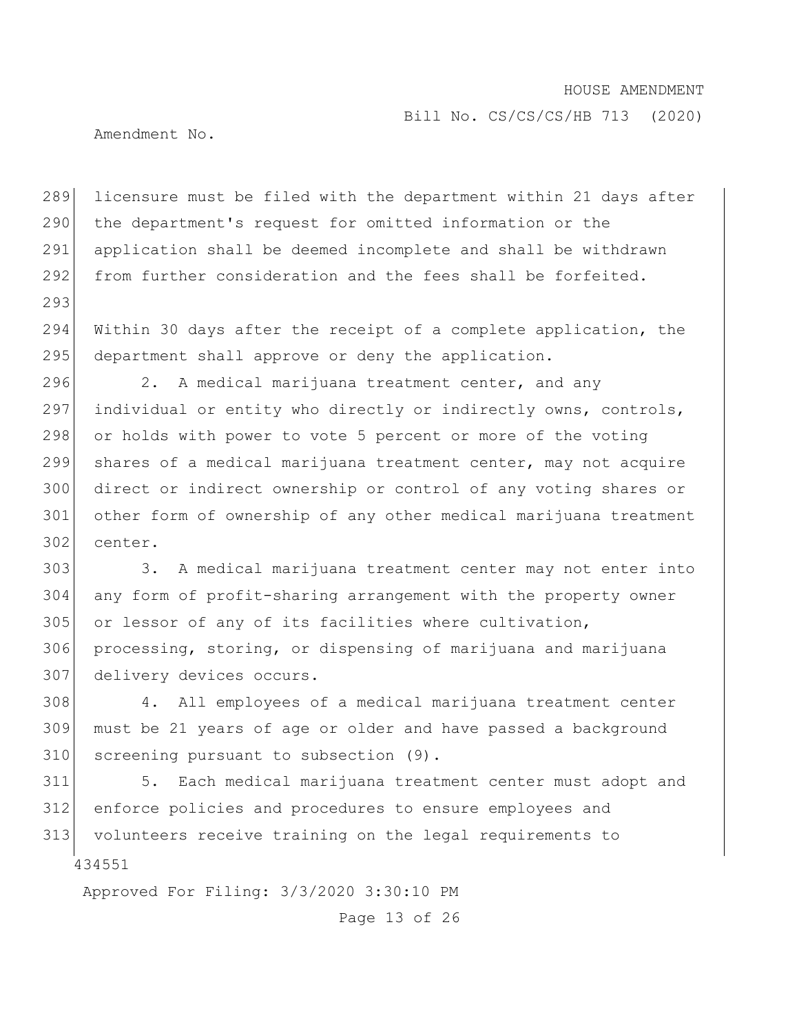licensure must be filed with the department within 21 days after the department's request for omitted information or the application shall be deemed incomplete and shall be withdrawn from further consideration and the fees shall be forfeited.

Within 30 days after the receipt of a complete application, the department shall approve or deny the application.

2. A medical marijuana treatment center, and any individual or entity who directly or indirectly owns, controls, or holds with power to vote 5 percent or more of the voting shares of a medical marijuana treatment center, may not acquire direct or indirect ownership or control of any voting shares or other form of ownership of any other medical marijuana treatment center.

3. A medical marijuana treatment center may not enter into any form of profit-sharing arrangement with the property owner or lessor of any of its facilities where cultivation, processing, storing, or dispensing of marijuana and marijuana delivery devices occurs.

4. All employees of a medical marijuana treatment center must be 21 years of age or older and have passed a background screening pursuant to subsection (9).

5. Each medical marijuana treatment center must adopt and enforce policies and procedures to ensure employees and volunteers receive training on the legal requirements to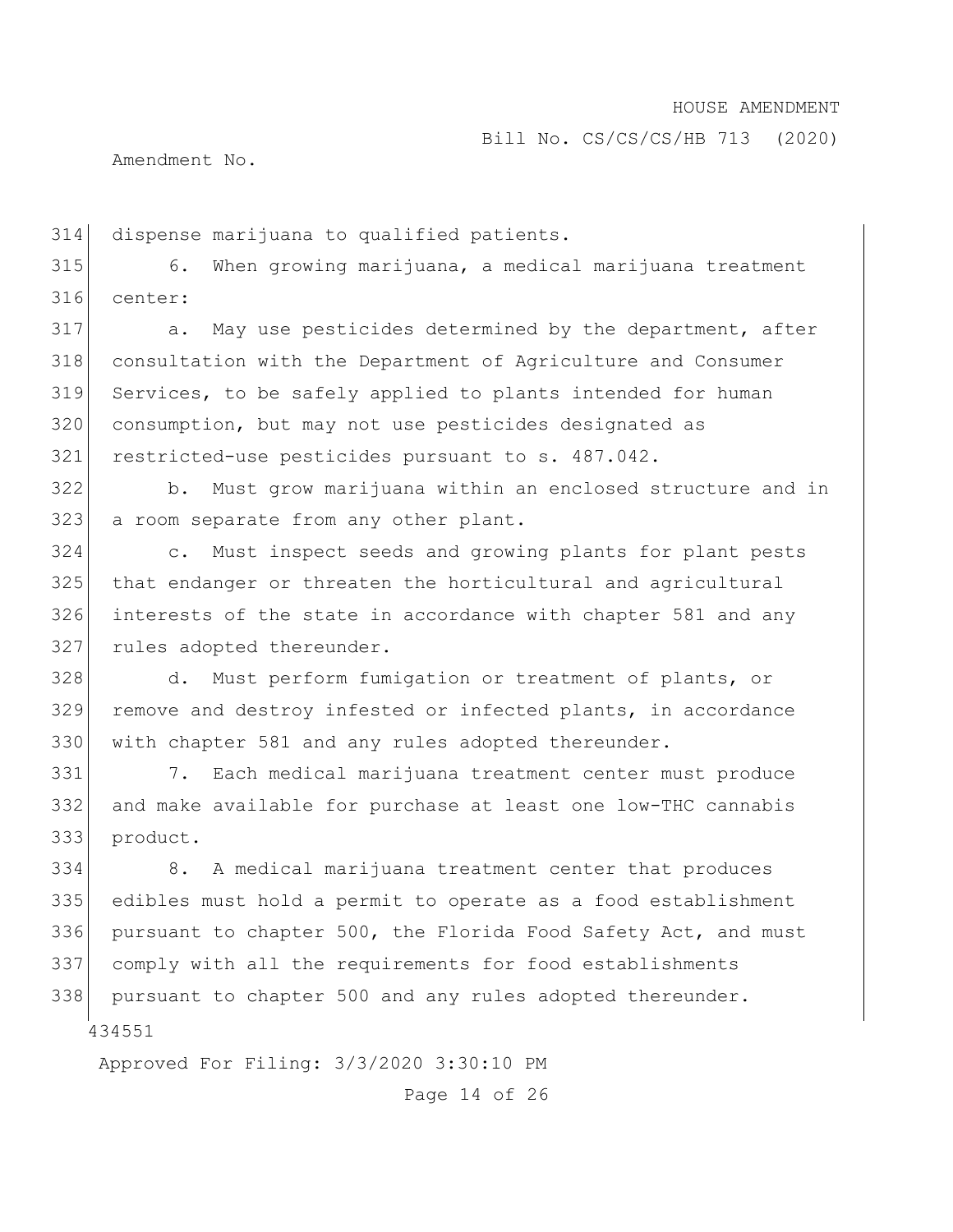dispense marijuana to qualified patients.

6. When growing marijuana, a medical marijuana treatment center:

a. May use pesticides determined by the department, after consultation with the Department of Agriculture and Consumer Services, to be safely applied to plants intended for human consumption, but may not use pesticides designated as restricted-use pesticides pursuant to s. 487.042.

b. Must grow marijuana within an enclosed structure and in a room separate from any other plant.

c. Must inspect seeds and growing plants for plant pests that endanger or threaten the horticultural and agricultural interests of the state in accordance with chapter 581 and any rules adopted thereunder.

d. Must perform fumigation or treatment of plants, or remove and destroy infested or infected plants, in accordance with chapter 581 and any rules adopted thereunder.

7. Each medical marijuana treatment center must produce and make available for purchase at least one low-THC cannabis product.

8. A medical marijuana treatment center that produces edibles must hold a permit to operate as a food establishment pursuant to chapter 500, the Florida Food Safety Act, and must comply with all the requirements for food establishments pursuant to chapter 500 and any rules adopted thereunder.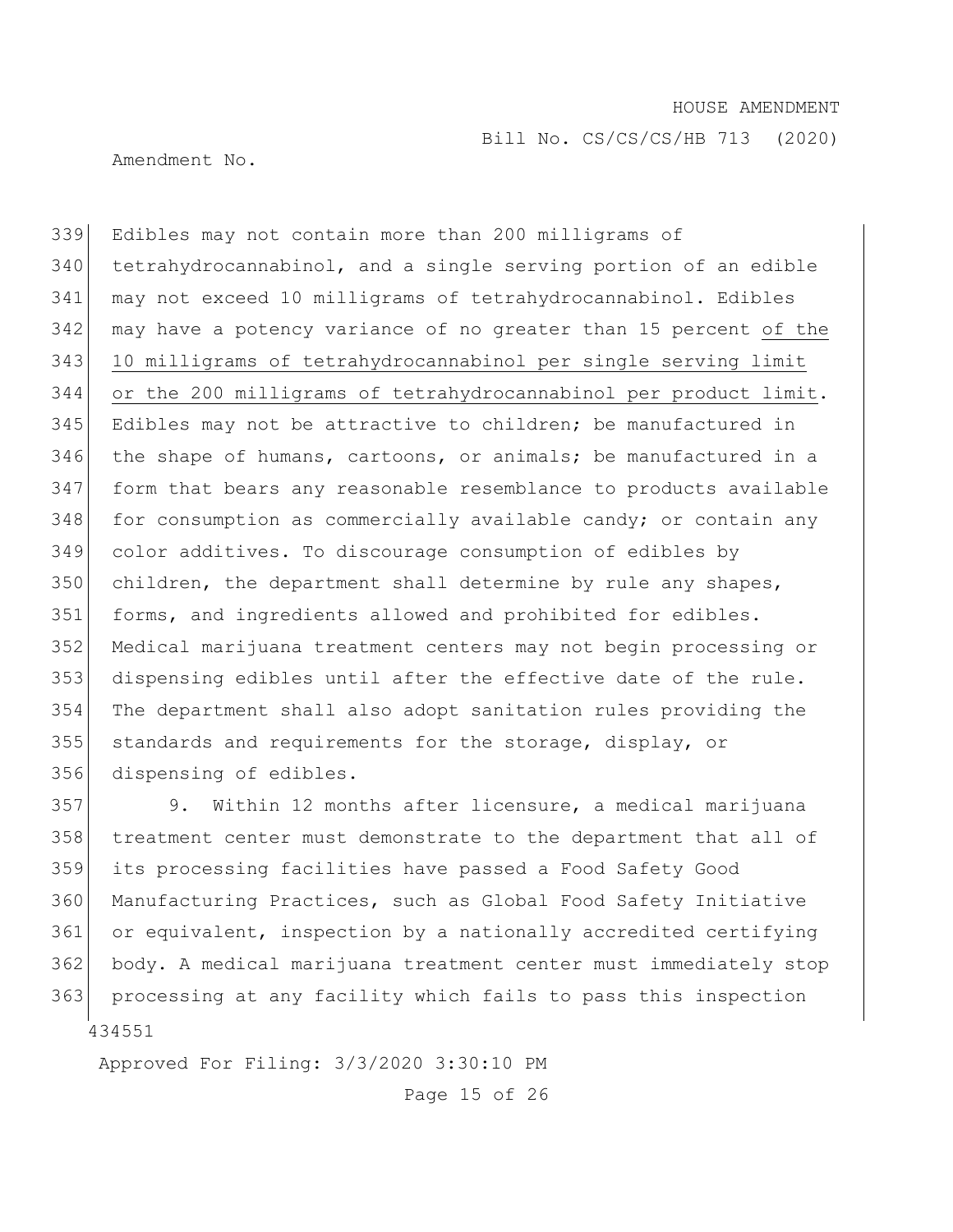Edibles may not contain more than 200 milligrams of tetrahydrocannabinol, and a single serving portion of an edible may not exceed 10 milligrams of tetrahydrocannabinol. Edibles may have a potency variance of no greater than 15 percent of the 10 milligrams of tetrahydrocannabinol per single serving limit or the 200 milligrams of tetrahydrocannabinol per product limit. Edibles may not be attractive to children; be manufactured in the shape of humans, cartoons, or animals; be manufactured in a form that bears any reasonable resemblance to products available for consumption as commercially available candy; or contain any color additives. To discourage consumption of edibles by children, the department shall determine by rule any shapes, forms, and ingredients allowed and prohibited for edibles. Medical marijuana treatment centers may not begin processing or dispensing edibles until after the effective date of the rule. The department shall also adopt sanitation rules providing the standards and requirements for the storage, display, or dispensing of edibles.

9. Within 12 months after licensure, a medical marijuana treatment center must demonstrate to the department that all of its processing facilities have passed a Food Safety Good Manufacturing Practices, such as Global Food Safety Initiative or equivalent, inspection by a nationally accredited certifying body. A medical marijuana treatment center must immediately stop processing at any facility which fails to pass this inspection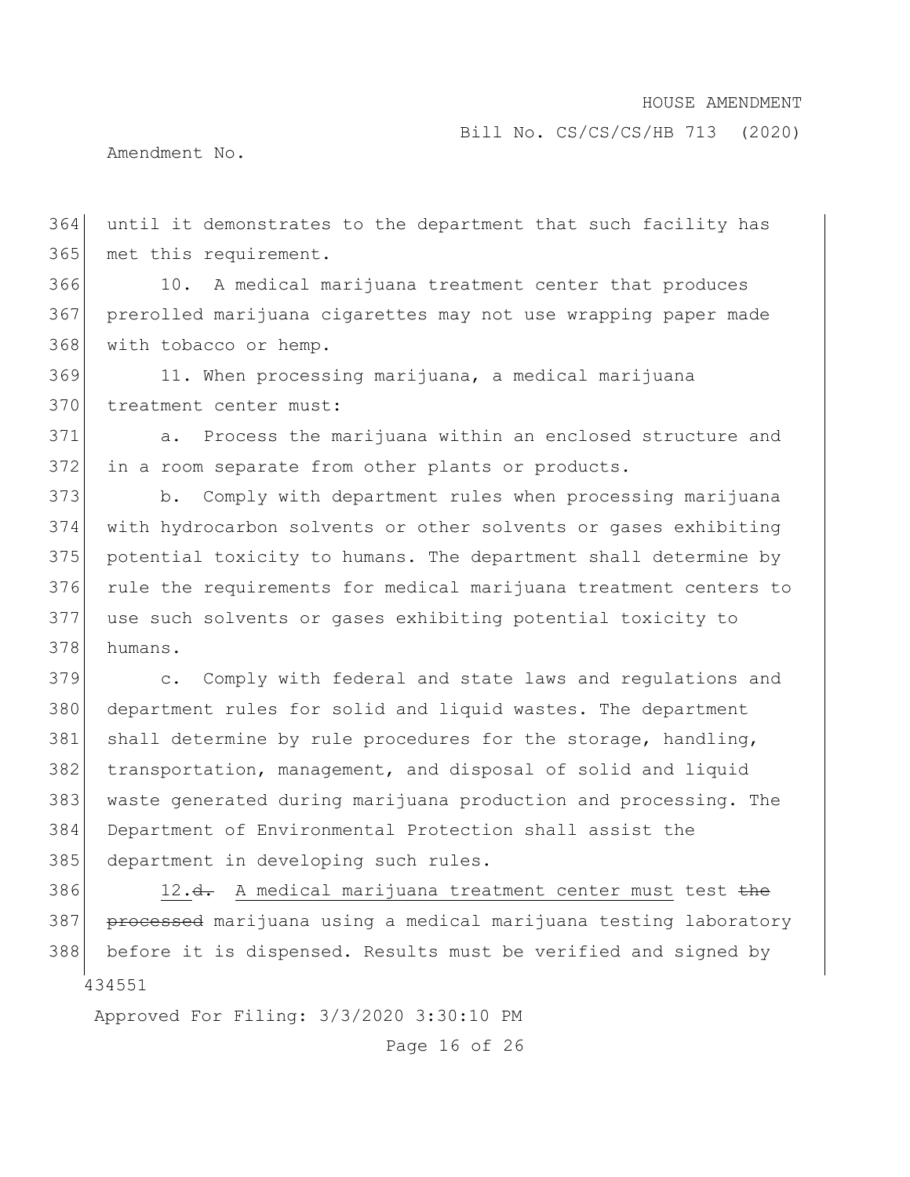until it demonstrates to the department that such facility has met this requirement.

10. A medical marijuana treatment center that produces prerolled marijuana cigarettes may not use wrapping paper made with tobacco or hemp.

11. When processing marijuana, a medical marijuana treatment center must:

a. Process the marijuana within an enclosed structure and in a room separate from other plants or products.

b. Comply with department rules when processing marijuana with hydrocarbon solvents or other solvents or gases exhibiting potential toxicity to humans. The department shall determine by rule the requirements for medical marijuana treatment centers to use such solvents or gases exhibiting potential toxicity to humans.

c. Comply with federal and state laws and regulations and department rules for solid and liquid wastes. The department shall determine by rule procedures for the storage, handling, transportation, management, and disposal of solid and liquid waste generated during marijuana production and processing. The Department of Environmental Protection shall assist the department in developing such rules.

12.~~d.~~ A medical marijuana treatment center must test ~~the processed~~ marijuana using a medical marijuana testing laboratory before it is dispensed. Results must be verified and signed by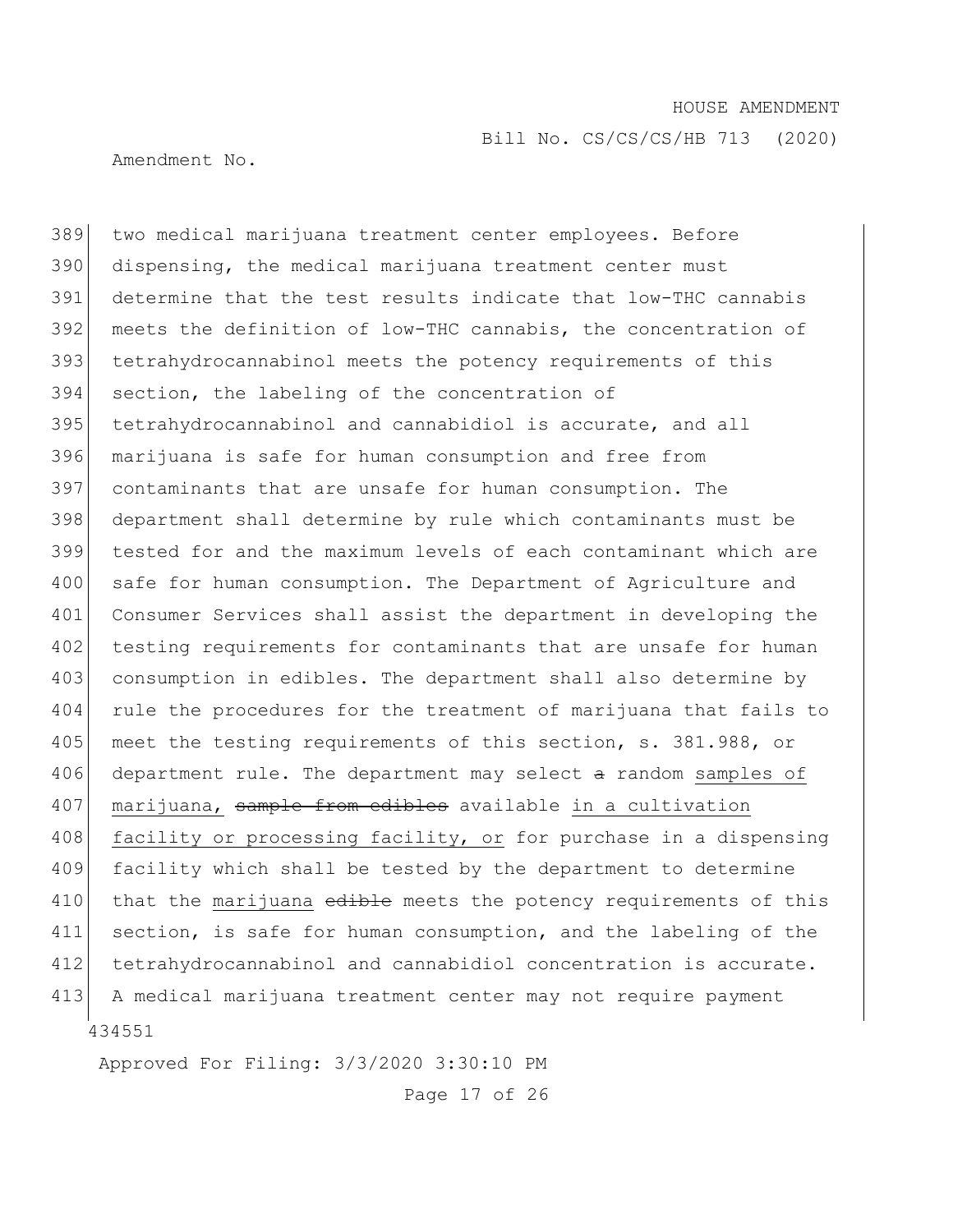two medical marijuana treatment center employees. Before dispensing, the medical marijuana treatment center must determine that the test results indicate that low-THC cannabis meets the definition of low-THC cannabis, the concentration of tetrahydrocannabinol meets the potency requirements of this section, the labeling of the concentration of tetrahydrocannabinol and cannabidiol is accurate, and all marijuana is safe for human consumption and free from contaminants that are unsafe for human consumption. The department shall determine by rule which contaminants must be tested for and the maximum levels of each contaminant which are safe for human consumption. The Department of Agriculture and Consumer Services shall assist the department in developing the testing requirements for contaminants that are unsafe for human consumption in edibles. The department shall also determine by rule the procedures for the treatment of marijuana that fails to meet the testing requirements of this section, s. 381.988, or department rule. The department may select ~~a~~ random <u>samples of marijuana,</u> ~~sample from edibles~~ available <u>in a cultivation facility or processing facility, or</u> for purchase in a dispensing facility which shall be tested by the department to determine that the <u>marijuana</u> ~~edible~~ meets the potency requirements of this section, is safe for human consumption, and the labeling of the tetrahydrocannabinol and cannabidiol concentration is accurate. A medical marijuana treatment center may not require payment

434551

Approved For Filing: 3/3/2020 3:30:10 PM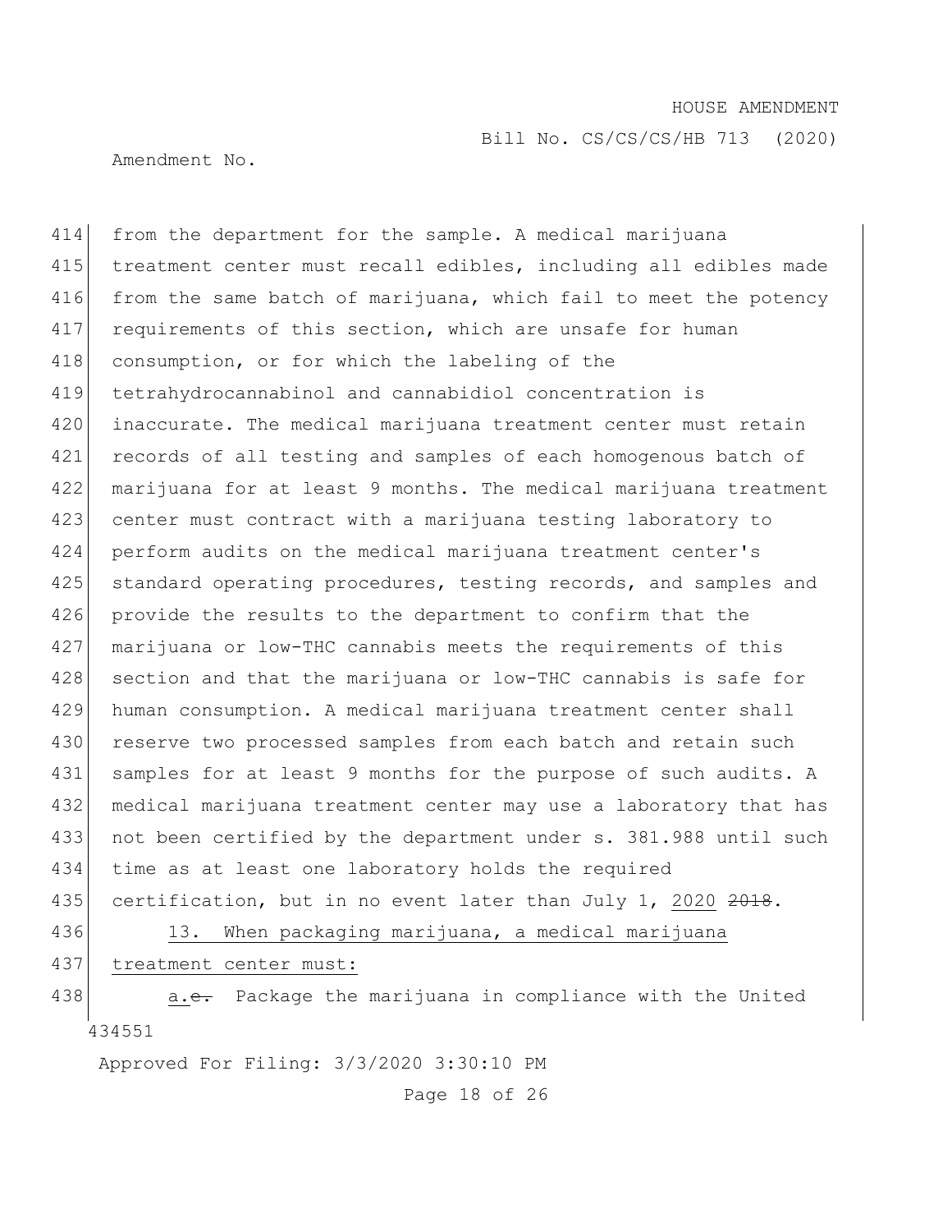from the department for the sample. A medical marijuana treatment center must recall edibles, including all edibles made from the same batch of marijuana, which fail to meet the potency requirements of this section, which are unsafe for human consumption, or for which the labeling of the tetrahydrocannabinol and cannabidiol concentration is inaccurate. The medical marijuana treatment center must retain records of all testing and samples of each homogenous batch of marijuana for at least 9 months. The medical marijuana treatment center must contract with a marijuana testing laboratory to perform audits on the medical marijuana treatment center's standard operating procedures, testing records, and samples and provide the results to the department to confirm that the marijuana or low-THC cannabis meets the requirements of this section and that the marijuana or low-THC cannabis is safe for human consumption. A medical marijuana treatment center shall reserve two processed samples from each batch and retain such samples for at least 9 months for the purpose of such audits. A medical marijuana treatment center may use a laboratory that has not been certified by the department under s. 381.988 until such time as at least one laboratory holds the required certification, but in no event later than July 1, 2020 ~~2018~~.

13. When packaging marijuana, a medical marijuana treatment center must:

a.~~e.~~ Package the marijuana in compliance with the United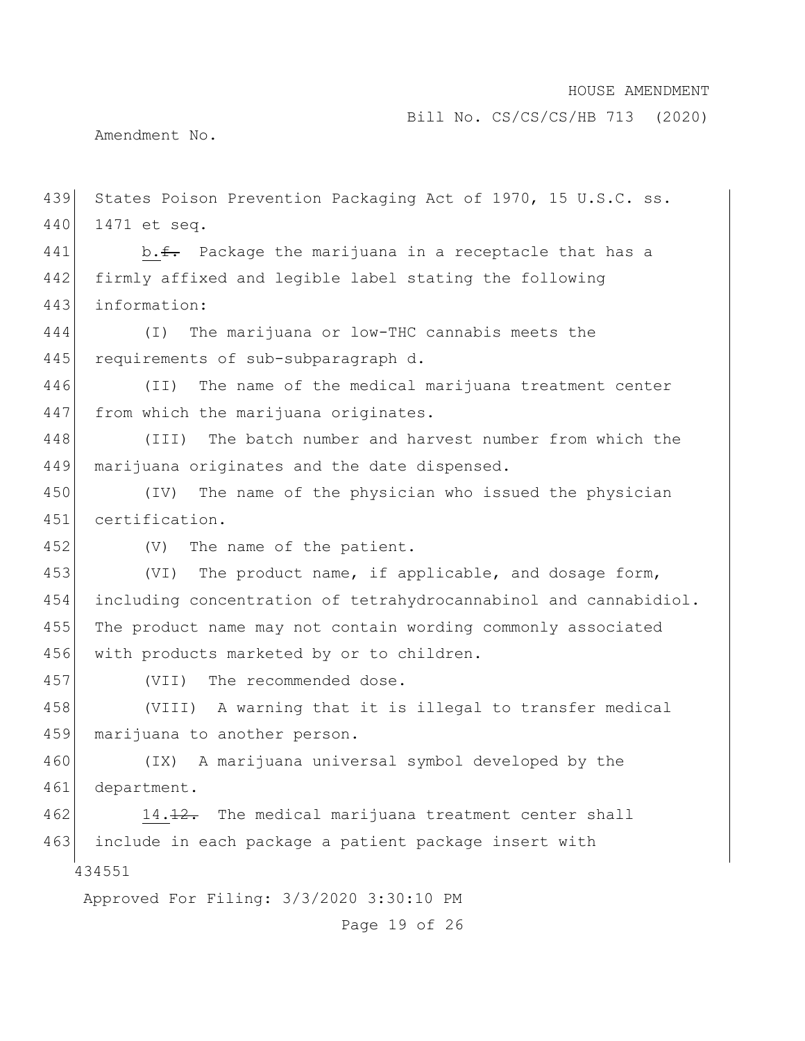States Poison Prevention Packaging Act of 1970, 15 U.S.C. ss. 1471 et seq.

b.~~f.~~ Package the marijuana in a receptacle that has a firmly affixed and legible label stating the following information:

(I) The marijuana or low-THC cannabis meets the requirements of sub-subparagraph d.

(II) The name of the medical marijuana treatment center from which the marijuana originates.

(III) The batch number and harvest number from which the marijuana originates and the date dispensed.

(IV) The name of the physician who issued the physician certification.

(V) The name of the patient.

(VI) The product name, if applicable, and dosage form, including concentration of tetrahydrocannabinol and cannabidiol. The product name may not contain wording commonly associated with products marketed by or to children.

(VII) The recommended dose.

(VIII) A warning that it is illegal to transfer medical marijuana to another person.

(IX) A marijuana universal symbol developed by the department.

14.~~12.~~ The medical marijuana treatment center shall include in each package a patient package insert with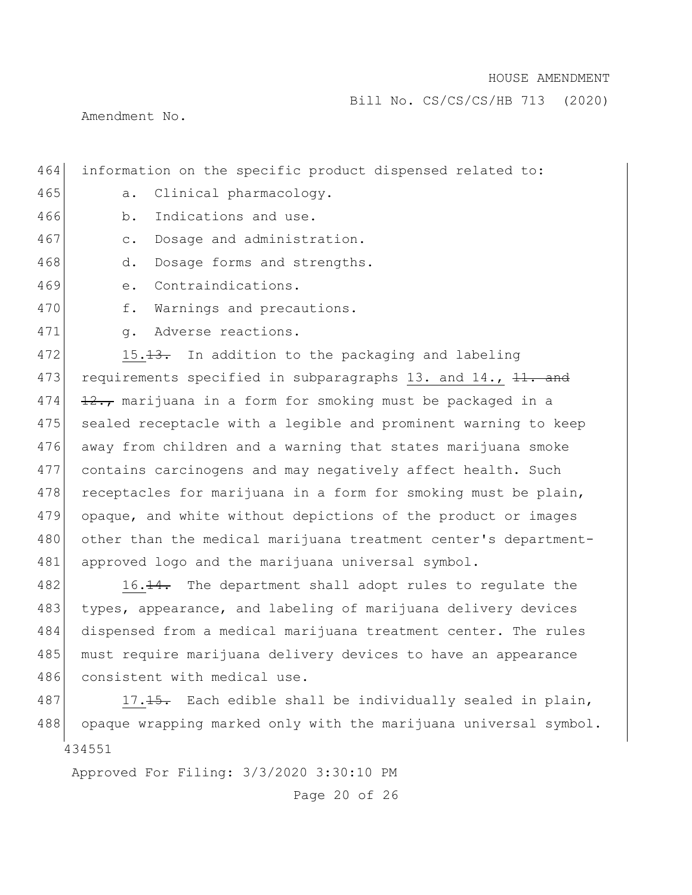information on the specific product dispensed related to:

a. Clinical pharmacology.

b. Indications and use.

c. Dosage and administration.

d. Dosage forms and strengths.

e. Contraindications.

f. Warnings and precautions.

g. Adverse reactions.

15.~~13.~~ In addition to the packaging and labeling requirements specified in subparagraphs 13. and 14., ~~11. and 12.,~~ marijuana in a form for smoking must be packaged in a sealed receptacle with a legible and prominent warning to keep away from children and a warning that states marijuana smoke contains carcinogens and may negatively affect health. Such receptacles for marijuana in a form for smoking must be plain, opaque, and white without depictions of the product or images other than the medical marijuana treatment center's department-approved logo and the marijuana universal symbol.

16.~~14.~~ The department shall adopt rules to regulate the types, appearance, and labeling of marijuana delivery devices dispensed from a medical marijuana treatment center. The rules must require marijuana delivery devices to have an appearance consistent with medical use.

17.~~15.~~ Each edible shall be individually sealed in plain, opaque wrapping marked only with the marijuana universal symbol.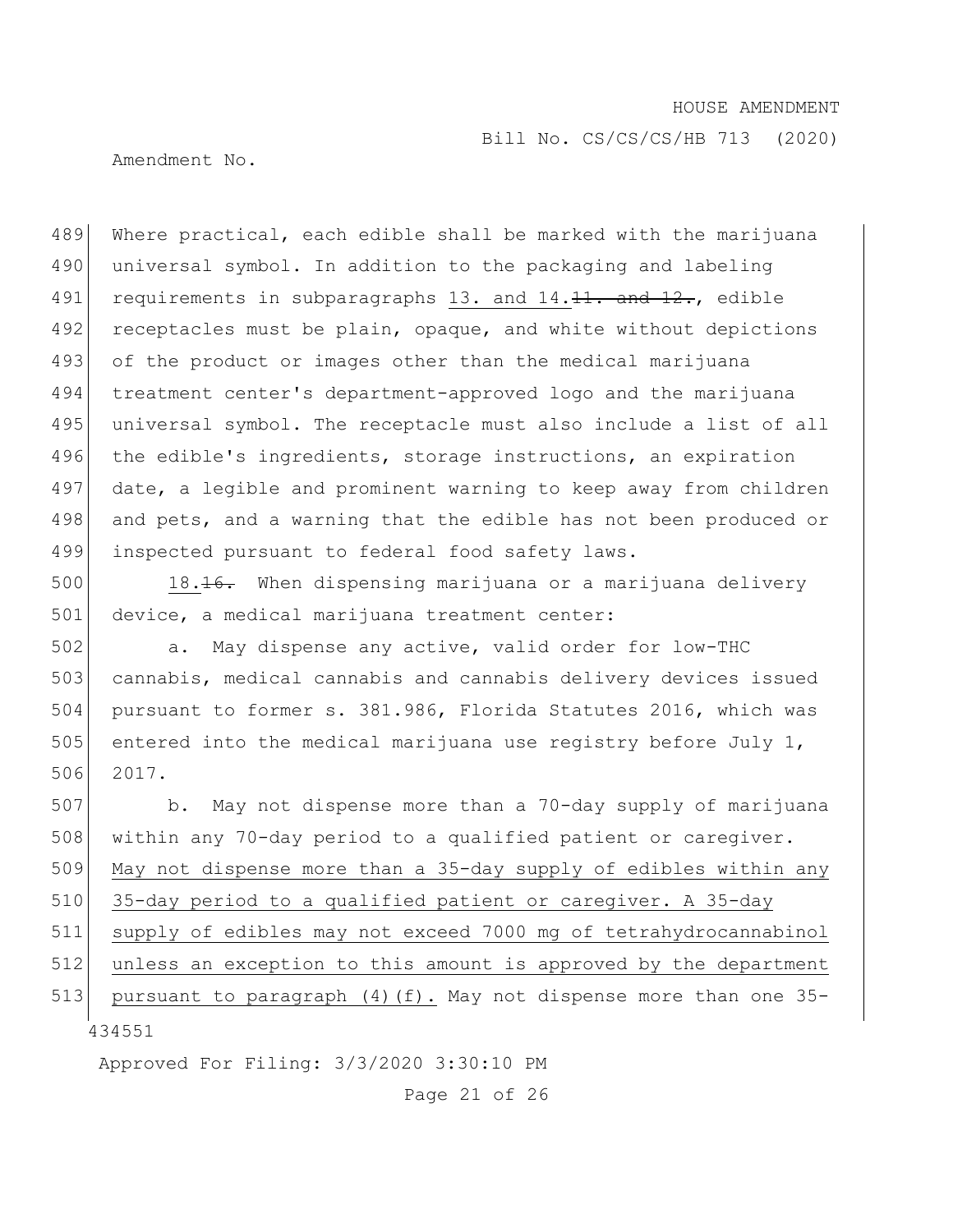Where practical, each edible shall be marked with the marijuana universal symbol. In addition to the packaging and labeling requirements in subparagraphs <u>13. and 14.</u>~~11. and 12.~~, edible receptacles must be plain, opaque, and white without depictions of the product or images other than the medical marijuana treatment center's department-approved logo and the marijuana universal symbol. The receptacle must also include a list of all the edible's ingredients, storage instructions, an expiration date, a legible and prominent warning to keep away from children and pets, and a warning that the edible has not been produced or inspected pursuant to federal food safety laws.

<u>18.</u>~~16.~~ When dispensing marijuana or a marijuana delivery device, a medical marijuana treatment center:

a. May dispense any active, valid order for low-THC cannabis, medical cannabis and cannabis delivery devices issued pursuant to former s. 381.986, Florida Statutes 2016, which was entered into the medical marijuana use registry before July 1, 2017.

b. May not dispense more than a 70-day supply of marijuana within any 70-day period to a qualified patient or caregiver. <u>May not dispense more than a 35-day supply of edibles within any 35-day period to a qualified patient or caregiver. A 35-day supply of edibles may not exceed 7000 mg of tetrahydrocannabinol unless an exception to this amount is approved by the department pursuant to paragraph (4)(f).</u> May not dispense more than one 35-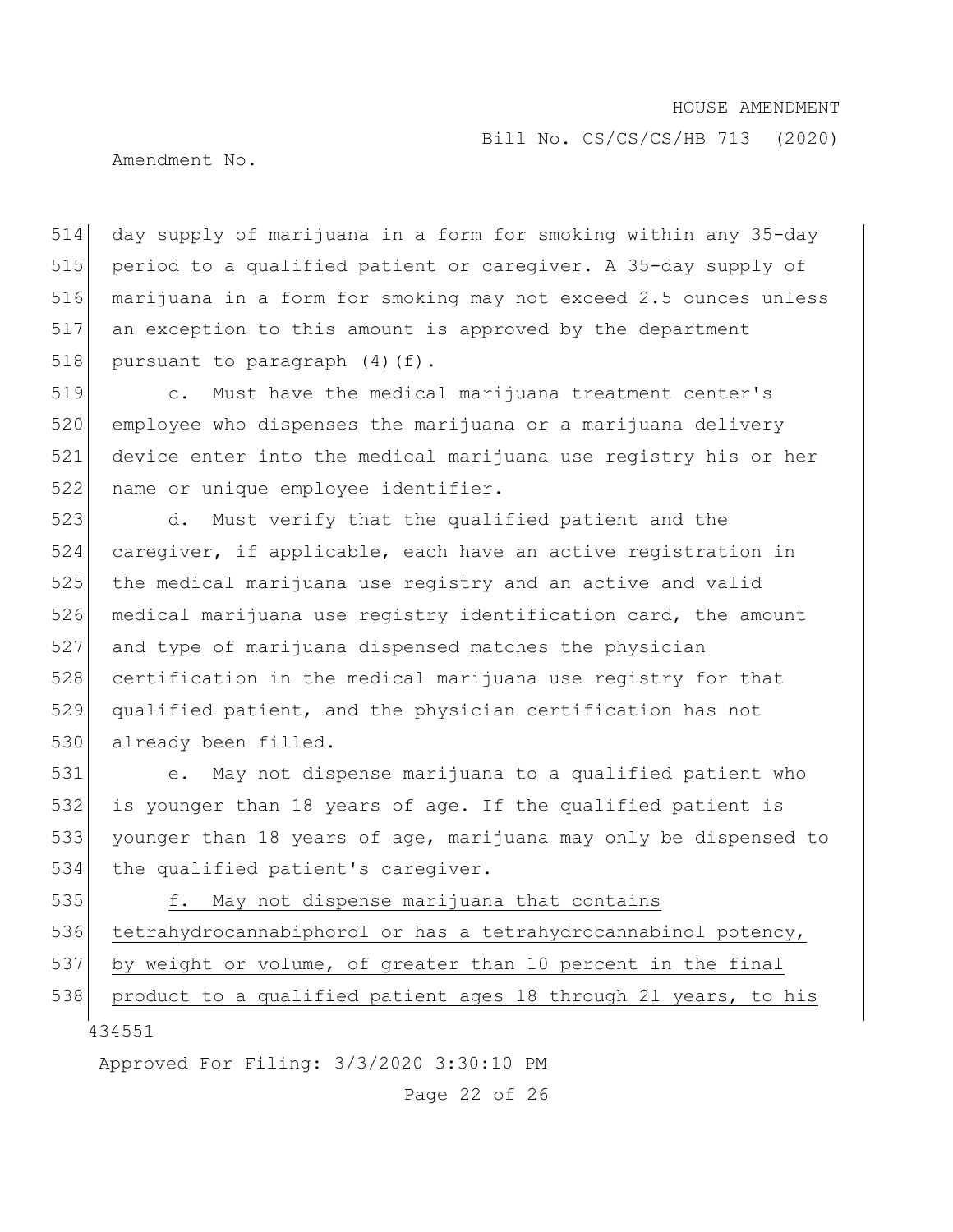day supply of marijuana in a form for smoking within any 35-day period to a qualified patient or caregiver. A 35-day supply of marijuana in a form for smoking may not exceed 2.5 ounces unless an exception to this amount is approved by the department pursuant to paragraph (4)(f).

c. Must have the medical marijuana treatment center's employee who dispenses the marijuana or a marijuana delivery device enter into the medical marijuana use registry his or her name or unique employee identifier.

d. Must verify that the qualified patient and the caregiver, if applicable, each have an active registration in the medical marijuana use registry and an active and valid medical marijuana use registry identification card, the amount and type of marijuana dispensed matches the physician certification in the medical marijuana use registry for that qualified patient, and the physician certification has not already been filled.

e. May not dispense marijuana to a qualified patient who is younger than 18 years of age. If the qualified patient is younger than 18 years of age, marijuana may only be dispensed to the qualified patient's caregiver.

<u>f. May not dispense marijuana that contains tetrahydrocannabiphorol or has a tetrahydrocannabinol potency, by weight or volume, of greater than 10 percent in the final product to a qualified patient ages 18 through 21 years, to his</u>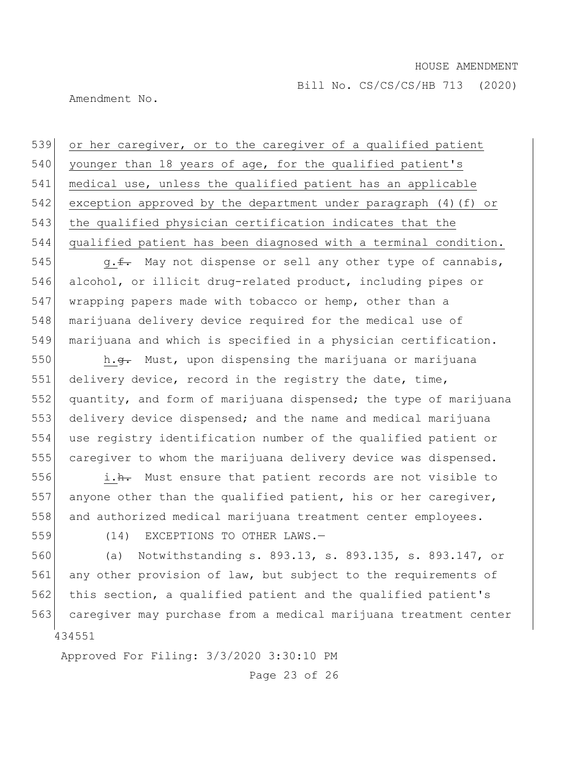or her caregiver, or to the caregiver of a qualified patient younger than 18 years of age, for the qualified patient's medical use, unless the qualified patient has an applicable exception approved by the department under paragraph (4)(f) or the qualified physician certification indicates that the qualified patient has been diagnosed with a terminal condition.

g.~~f.~~ May not dispense or sell any other type of cannabis, alcohol, or illicit drug-related product, including pipes or wrapping papers made with tobacco or hemp, other than a marijuana delivery device required for the medical use of marijuana and which is specified in a physician certification.

h.~~g.~~ Must, upon dispensing the marijuana or marijuana delivery device, record in the registry the date, time, quantity, and form of marijuana dispensed; the type of marijuana delivery device dispensed; and the name and medical marijuana use registry identification number of the qualified patient or caregiver to whom the marijuana delivery device was dispensed.

i.~~h.~~ Must ensure that patient records are not visible to anyone other than the qualified patient, his or her caregiver, and authorized medical marijuana treatment center employees.

(14) EXCEPTIONS TO OTHER LAWS.—

(a) Notwithstanding s. 893.13, s. 893.135, s. 893.147, or any other provision of law, but subject to the requirements of this section, a qualified patient and the qualified patient's caregiver may purchase from a medical marijuana treatment center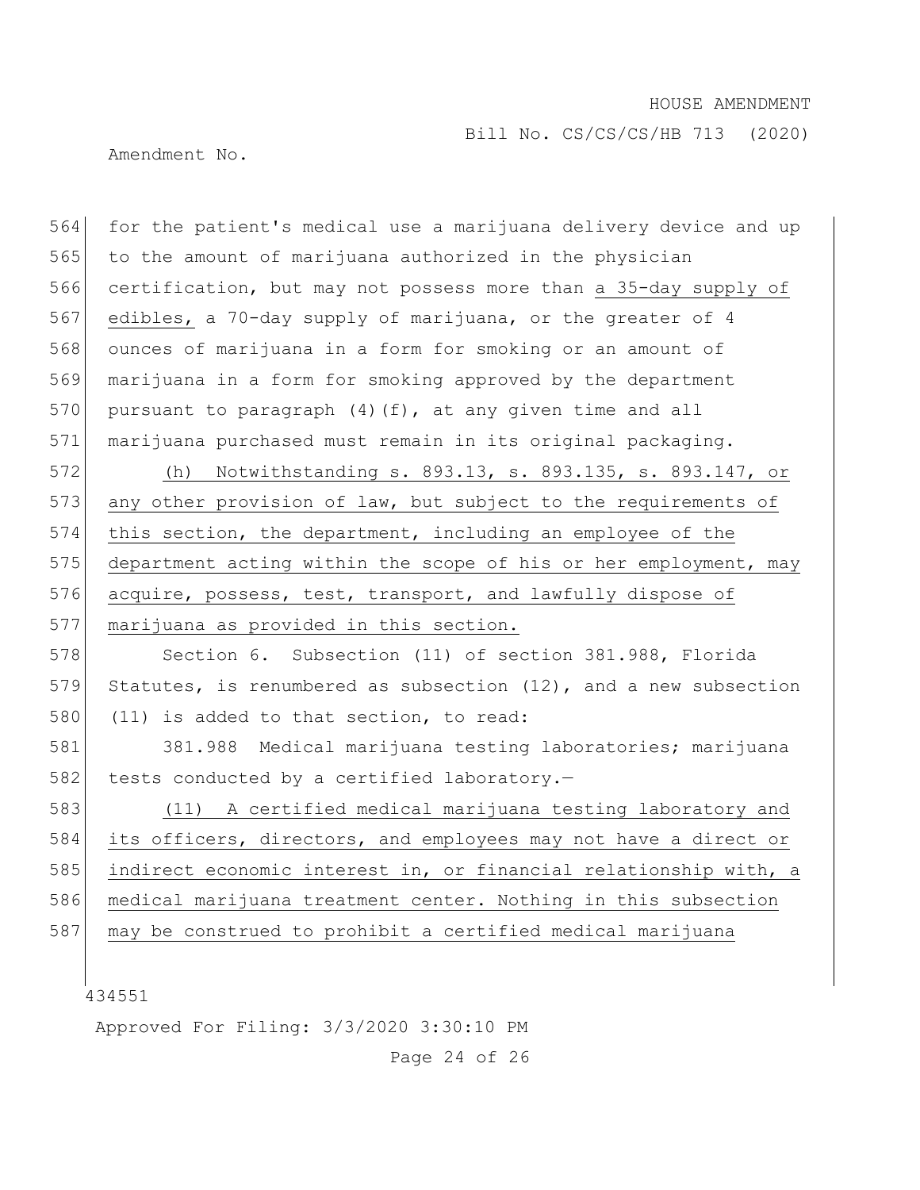for the patient's medical use a marijuana delivery device and up to the amount of marijuana authorized in the physician certification, but may not possess more than a 35-day supply of edibles, a 70-day supply of marijuana, or the greater of 4 ounces of marijuana in a form for smoking or an amount of marijuana in a form for smoking approved by the department pursuant to paragraph (4)(f), at any given time and all marijuana purchased must remain in its original packaging.

(h) Notwithstanding s. 893.13, s. 893.135, s. 893.147, or any other provision of law, but subject to the requirements of this section, the department, including an employee of the department acting within the scope of his or her employment, may acquire, possess, test, transport, and lawfully dispose of marijuana as provided in this section.

Section 6. Subsection (11) of section 381.988, Florida Statutes, is renumbered as subsection (12), and a new subsection (11) is added to that section, to read:

381.988 Medical marijuana testing laboratories; marijuana tests conducted by a certified laboratory.—

(11) A certified medical marijuana testing laboratory and its officers, directors, and employees may not have a direct or indirect economic interest in, or financial relationship with, a medical marijuana treatment center. Nothing in this subsection may be construed to prohibit a certified medical marijuana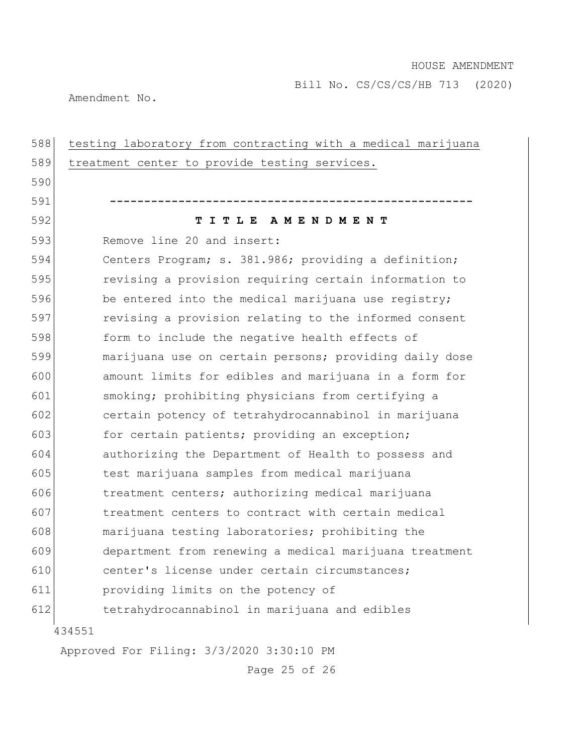testing laboratory from contracting with a medical marijuana treatment center to provide testing services.

-----------------------------------------------------

**T I T L E A M E N D M E N T**

Remove line 20 and insert:

Centers Program; s. 381.986; providing a definition; revising a provision requiring certain information to be entered into the medical marijuana use registry; revising a provision relating to the informed consent form to include the negative health effects of marijuana use on certain persons; providing daily dose amount limits for edibles and marijuana in a form for smoking; prohibiting physicians from certifying a certain potency of tetrahydrocannabinol in marijuana for certain patients; providing an exception; authorizing the Department of Health to possess and test marijuana samples from medical marijuana treatment centers; authorizing medical marijuana treatment centers to contract with certain medical marijuana testing laboratories; prohibiting the department from renewing a medical marijuana treatment center's license under certain circumstances; providing limits on the potency of tetrahydrocannabinol in marijuana and edibles

434551

Approved For Filing: 3/3/2020 3:30:10 PM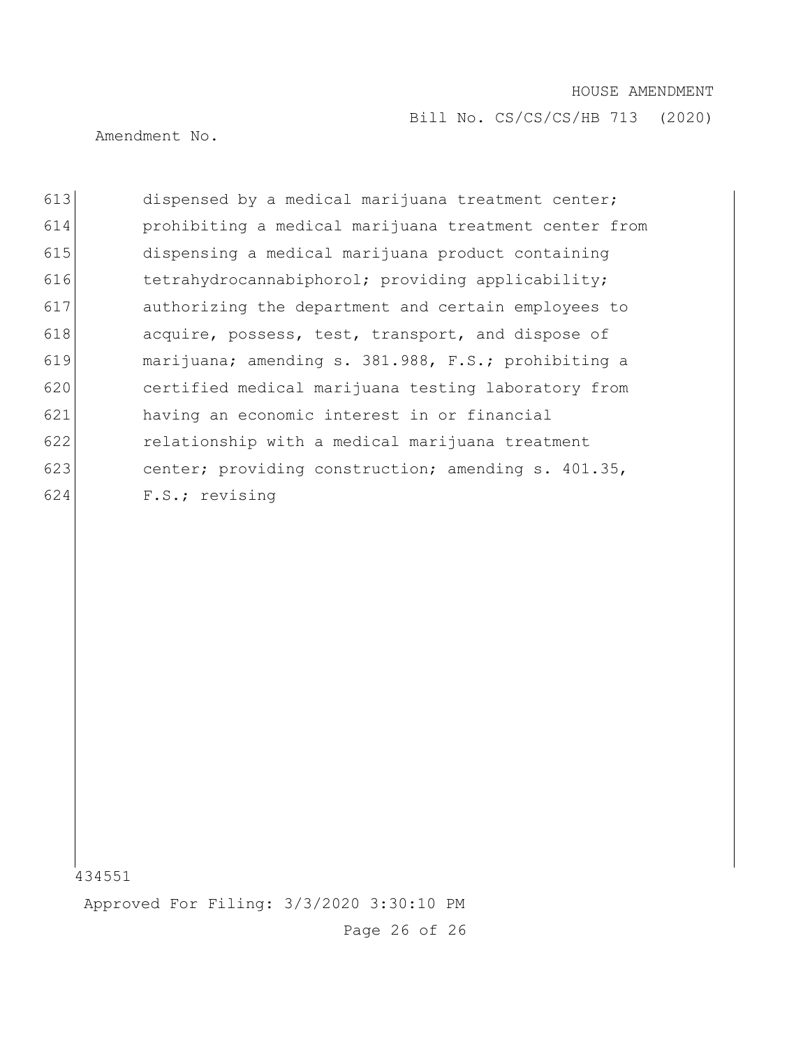613 dispensed by a medical marijuana treatment center;
614 prohibiting a medical marijuana treatment center from
615 dispensing a medical marijuana product containing
616 tetrahydrocannabiphorol; providing applicability;
617 authorizing the department and certain employees to
618 acquire, possess, test, transport, and dispose of
619 marijuana; amending s. 381.988, F.S.; prohibiting a
620 certified medical marijuana testing laboratory from
621 having an economic interest in or financial
622 relationship with a medical marijuana treatment
623 center; providing construction; amending s. 401.35,
624 F.S.; revising

434551

Approved For Filing: 3/3/2020 3:30:10 PM